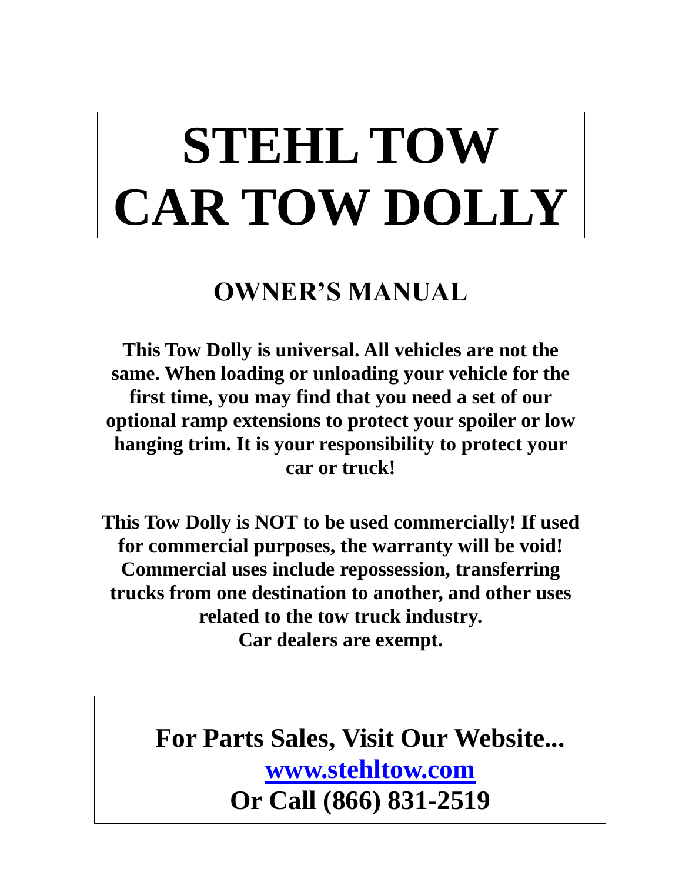# STEHL TOW CAR TOW DOLLY

## OWNER'S MANUAL

**This Tow Dolly is universal. All vehicles are not the same. When loading or unloading your vehicle for the first time, you may find that you need a set of our optional ramp extensions to protect your spoiler or low hanging trim. It is your responsibility to protect your car or truck!**

**This Tow Dolly is NOT to be used commercially! If used for commercial purposes, the warranty will be void! Commercial uses include repossession, transferring trucks from one destination to another, and other uses related to the tow truck industry. Car dealers are exempt.**

**For Parts Sales, Visit Our Website...**
**[www.stehltow.com](http://www.stehltow.com)**
**Or Call (866) 831-2519**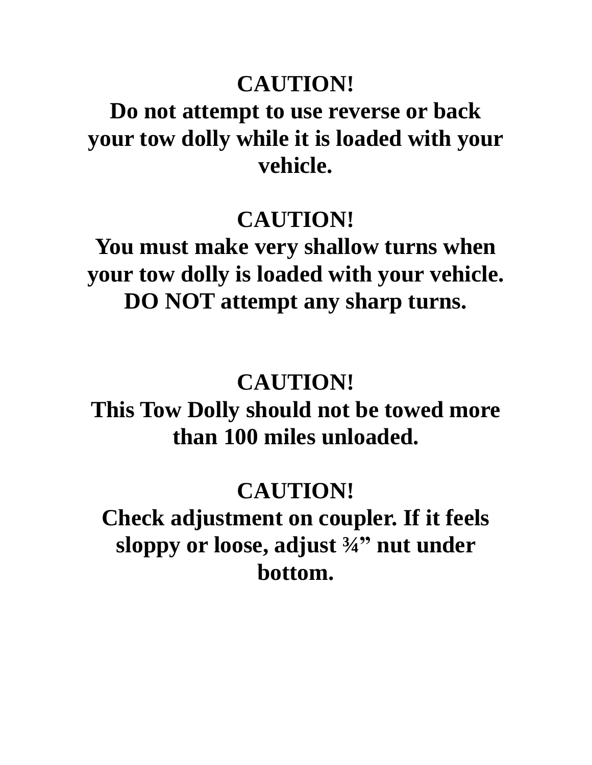**CAUTION!**
**Do not attempt to use reverse or back your tow dolly while it is loaded with your vehicle.**

**CAUTION!**
**You must make very shallow turns when your tow dolly is loaded with your vehicle. DO NOT attempt any sharp turns.**

**CAUTION!**
**This Tow Dolly should not be towed more than 100 miles unloaded.**

**CAUTION!**
**Check adjustment on coupler. If it feels sloppy or loose, adjust ¾" nut under bottom.**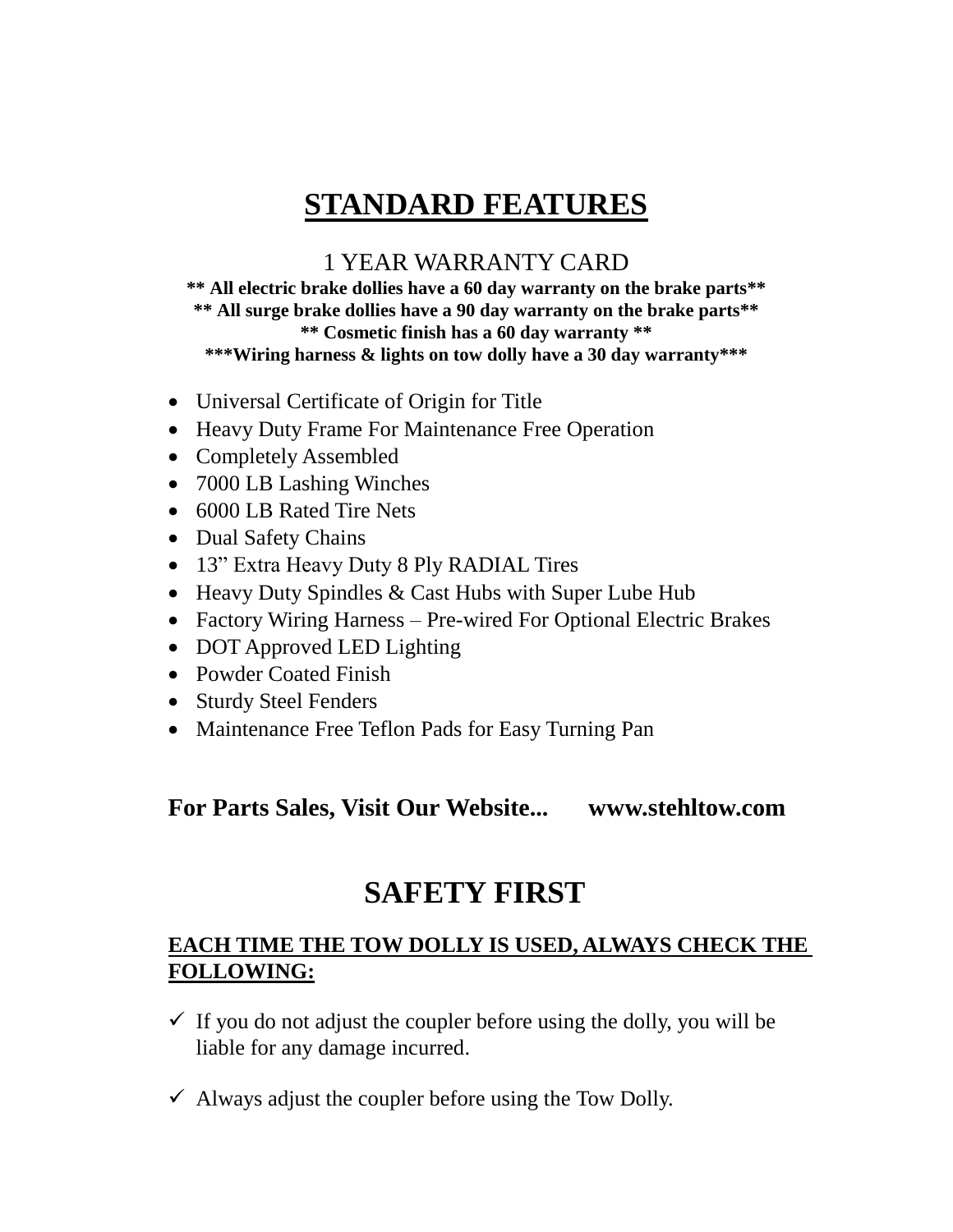# STANDARD FEATURES

1 YEAR WARRANTY CARD

**\*\* All electric brake dollies have a 60 day warranty on the brake parts\*\***
**\*\* All surge brake dollies have a 90 day warranty on the brake parts\*\***
**\*\* Cosmetic finish has a 60 day warranty \*\***
**\*\*\*Wiring harness & lights on tow dolly have a 30 day warranty\*\*\***

- Universal Certificate of Origin for Title
- Heavy Duty Frame For Maintenance Free Operation
- Completely Assembled
- 7000 LB Lashing Winches
- 6000 LB Rated Tire Nets
- Dual Safety Chains
- 13" Extra Heavy Duty 8 Ply RADIAL Tires
- Heavy Duty Spindles & Cast Hubs with Super Lube Hub
- Factory Wiring Harness – Pre-wired For Optional Electric Brakes
- DOT Approved LED Lighting
- Powder Coated Finish
- Sturdy Steel Fenders
- Maintenance Free Teflon Pads for Easy Turning Pan

**For Parts Sales, Visit Our Website... www.stehltow.com**

# SAFETY FIRST

**EACH TIME THE TOW DOLLY IS USED, ALWAYS CHECK THE FOLLOWING:**

- ✓ If you do not adjust the coupler before using the dolly, you will be liable for any damage incurred.
- ✓ Always adjust the coupler before using the Tow Dolly.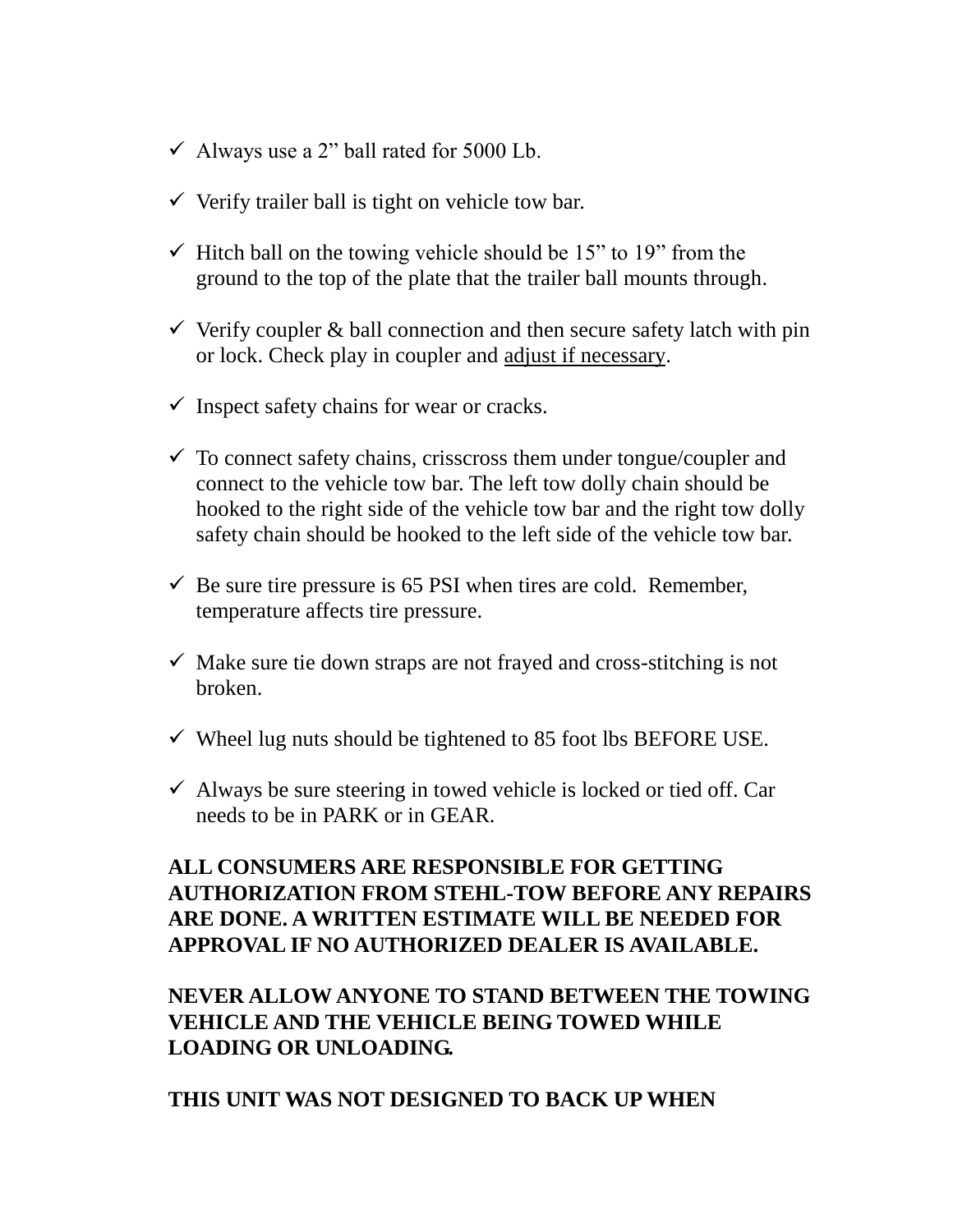- ✓ Always use a 2” ball rated for 5000 Lb.
- ✓ Verify trailer ball is tight on vehicle tow bar.
- ✓ Hitch ball on the towing vehicle should be 15” to 19” from the ground to the top of the plate that the trailer ball mounts through.
- ✓ Verify coupler & ball connection and then secure safety latch with pin or lock. Check play in coupler and <u>adjust if necessary</u>.
- ✓ Inspect safety chains for wear or cracks.
- ✓ To connect safety chains, crisscross them under tongue/coupler and connect to the vehicle tow bar. The left tow dolly chain should be hooked to the right side of the vehicle tow bar and the right tow dolly safety chain should be hooked to the left side of the vehicle tow bar.
- ✓ Be sure tire pressure is 65 PSI when tires are cold. Remember, temperature affects tire pressure.
- ✓ Make sure tie down straps are not frayed and cross-stitching is not broken.
- ✓ Wheel lug nuts should be tightened to 85 foot lbs BEFORE USE.
- ✓ Always be sure steering in towed vehicle is locked or tied off. Car needs to be in PARK or in GEAR.

**ALL CONSUMERS ARE RESPONSIBLE FOR GETTING AUTHORIZATION FROM STEHL-TOW BEFORE ANY REPAIRS ARE DONE. A WRITTEN ESTIMATE WILL BE NEEDED FOR APPROVAL IF NO AUTHORIZED DEALER IS AVAILABLE.**

**NEVER ALLOW ANYONE TO STAND BETWEEN THE TOWING VEHICLE AND THE VEHICLE BEING TOWED WHILE LOADING OR UNLOADING.**

**THIS UNIT WAS NOT DESIGNED TO BACK UP WHEN**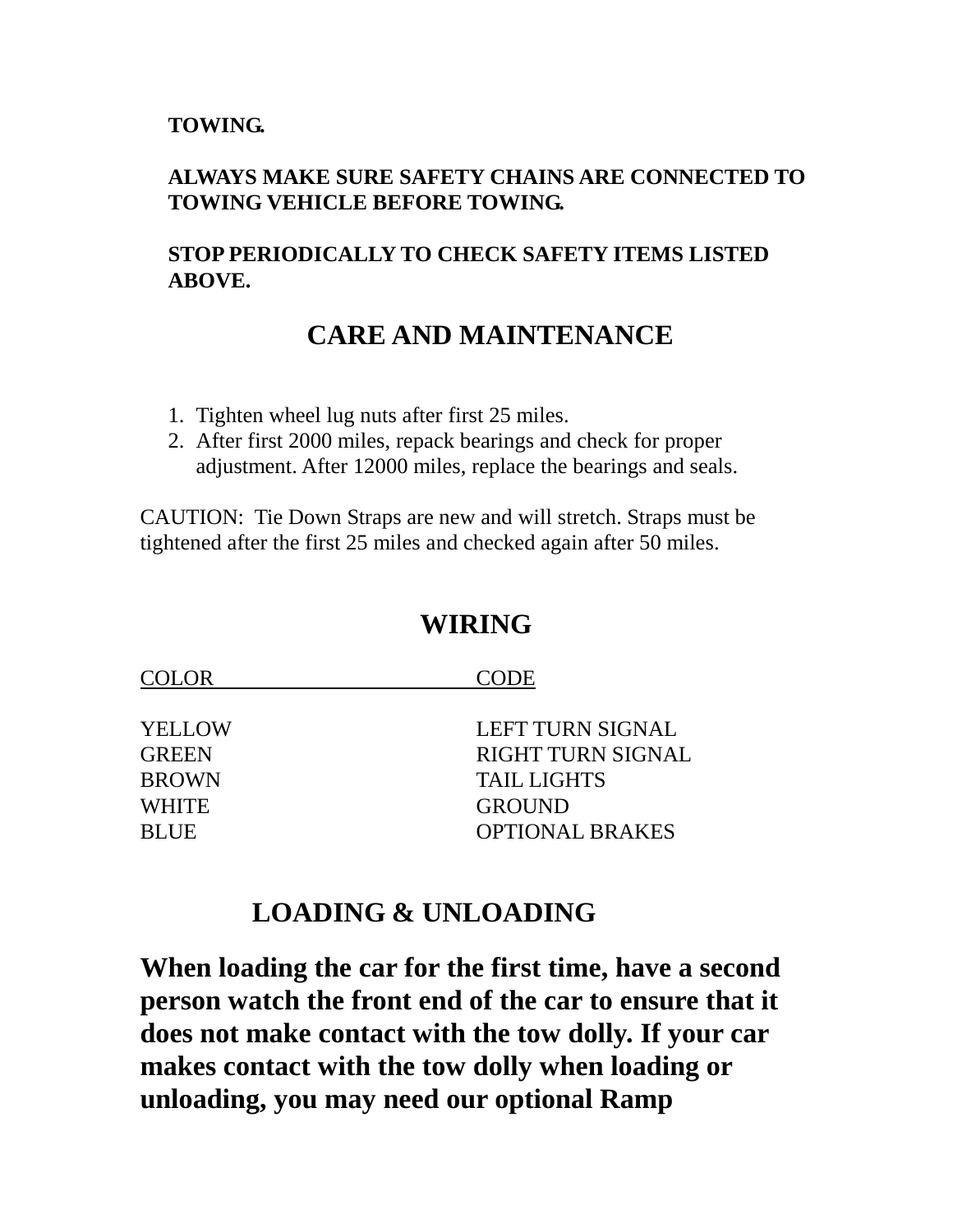**TOWING.**

**ALWAYS MAKE SURE SAFETY CHAINS ARE CONNECTED TO TOWING VEHICLE BEFORE TOWING.**

**STOP PERIODICALLY TO CHECK SAFETY ITEMS LISTED ABOVE.**

## CARE AND MAINTENANCE

1. Tighten wheel lug nuts after first 25 miles.
2. After first 2000 miles, repack bearings and check for proper adjustment. After 12000 miles, replace the bearings and seals.

CAUTION: Tie Down Straps are new and will stretch. Straps must be tightened after the first 25 miles and checked again after 50 miles.

## WIRING

| COLOR | CODE |
| --- | --- |
| YELLOW | LEFT TURN SIGNAL |
| GREEN | RIGHT TURN SIGNAL |
| BROWN | TAIL LIGHTS |
| WHITE | GROUND |
| BLUE | OPTIONAL BRAKES |

## LOADING & UNLOADING

**When loading the car for the first time, have a second person watch the front end of the car to ensure that it does not make contact with the tow dolly. If your car makes contact with the tow dolly when loading or unloading, you may need our optional Ramp**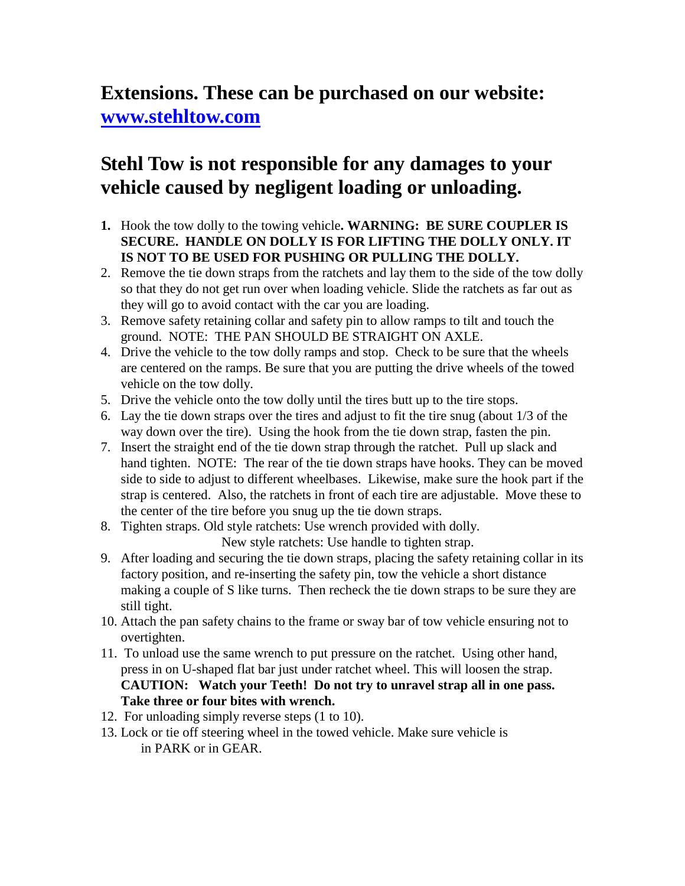## Extensions. These can be purchased on our website: [www.stehltow.com](http://www.stehltow.com)

## Stehl Tow is not responsible for any damages to your vehicle caused by negligent loading or unloading.

1. Hook the tow dolly to the towing vehicle**. WARNING: BE SURE COUPLER IS SECURE. HANDLE ON DOLLY IS FOR LIFTING THE DOLLY ONLY. IT IS NOT TO BE USED FOR PUSHING OR PULLING THE DOLLY.**
2. Remove the tie down straps from the ratchets and lay them to the side of the tow dolly so that they do not get run over when loading vehicle. Slide the ratchets as far out as they will go to avoid contact with the car you are loading.
3. Remove safety retaining collar and safety pin to allow ramps to tilt and touch the ground. NOTE: THE PAN SHOULD BE STRAIGHT ON AXLE.
4. Drive the vehicle to the tow dolly ramps and stop. Check to be sure that the wheels are centered on the ramps. Be sure that you are putting the drive wheels of the towed vehicle on the tow dolly.
5. Drive the vehicle onto the tow dolly until the tires butt up to the tire stops.
6. Lay the tie down straps over the tires and adjust to fit the tire snug (about 1/3 of the way down over the tire). Using the hook from the tie down strap, fasten the pin.
7. Insert the straight end of the tie down strap through the ratchet. Pull up slack and hand tighten. NOTE: The rear of the tie down straps have hooks. They can be moved side to side to adjust to different wheelbases. Likewise, make sure the hook part if the strap is centered. Also, the ratchets in front of each tire are adjustable. Move these to the center of the tire before you snug up the tie down straps.
8. Tighten straps. Old style ratchets: Use wrench provided with dolly.
   New style ratchets: Use handle to tighten strap.
9. After loading and securing the tie down straps, placing the safety retaining collar in its factory position, and re-inserting the safety pin, tow the vehicle a short distance making a couple of S like turns. Then recheck the tie down straps to be sure they are still tight.
10. Attach the pan safety chains to the frame or sway bar of tow vehicle ensuring not to overtighten.
11. To unload use the same wrench to put pressure on the ratchet. Using other hand, press in on U-shaped flat bar just under ratchet wheel. This will loosen the strap. **CAUTION: Watch your Teeth! Do not try to unravel strap all in one pass. Take three or four bites with wrench.**
12. For unloading simply reverse steps (1 to 10).
13. Lock or tie off steering wheel in the towed vehicle. Make sure vehicle is in PARK or in GEAR.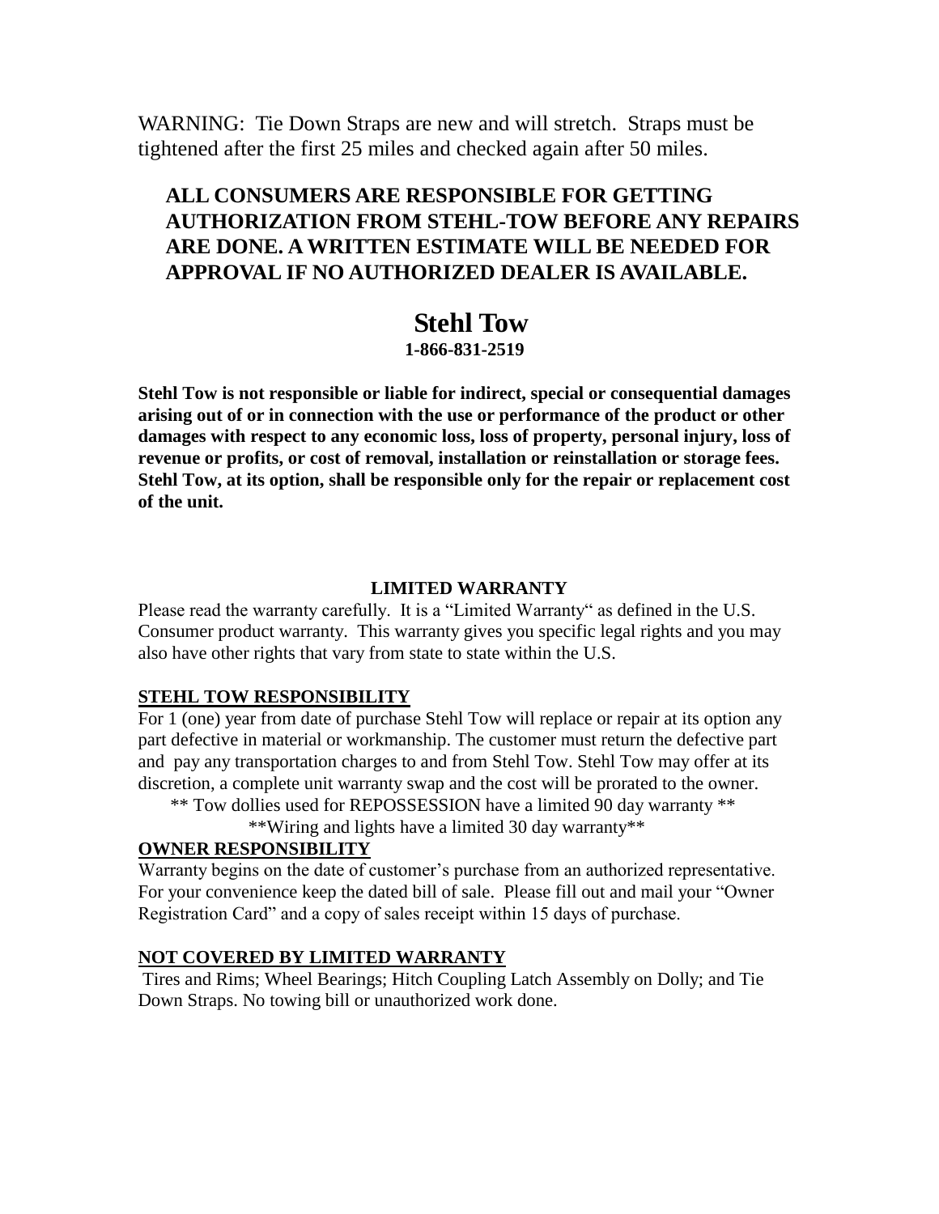WARNING: Tie Down Straps are new and will stretch. Straps must be tightened after the first 25 miles and checked again after 50 miles.

**ALL CONSUMERS ARE RESPONSIBLE FOR GETTING AUTHORIZATION FROM STEHL-TOW BEFORE ANY REPAIRS ARE DONE. A WRITTEN ESTIMATE WILL BE NEEDED FOR APPROVAL IF NO AUTHORIZED DEALER IS AVAILABLE.**

# Stehl Tow

**1-866-831-2519**

**Stehl Tow is not responsible or liable for indirect, special or consequential damages arising out of or in connection with the use or performance of the product or other damages with respect to any economic loss, loss of property, personal injury, loss of revenue or profits, or cost of removal, installation or reinstallation or storage fees. Stehl Tow, at its option, shall be responsible only for the repair or replacement cost of the unit.**

## LIMITED WARRANTY

Please read the warranty carefully. It is a "Limited Warranty" as defined in the U.S. Consumer product warranty. This warranty gives you specific legal rights and you may also have other rights that vary from state to state within the U.S.

### STEHL TOW RESPONSIBILITY

For 1 (one) year from date of purchase Stehl Tow will replace or repair at its option any part defective in material or workmanship. The customer must return the defective part and pay any transportation charges to and from Stehl Tow. Stehl Tow may offer at its discretion, a complete unit warranty swap and the cost will be prorated to the owner.

** Tow dollies used for REPOSSESSION have a limited 90 day warranty **

**Wiring and lights have a limited 30 day warranty**

### OWNER RESPONSIBILITY

Warranty begins on the date of customer's purchase from an authorized representative. For your convenience keep the dated bill of sale. Please fill out and mail your "Owner Registration Card" and a copy of sales receipt within 15 days of purchase.

### NOT COVERED BY LIMITED WARRANTY

Tires and Rims; Wheel Bearings; Hitch Coupling Latch Assembly on Dolly; and Tie Down Straps. No towing bill or unauthorized work done.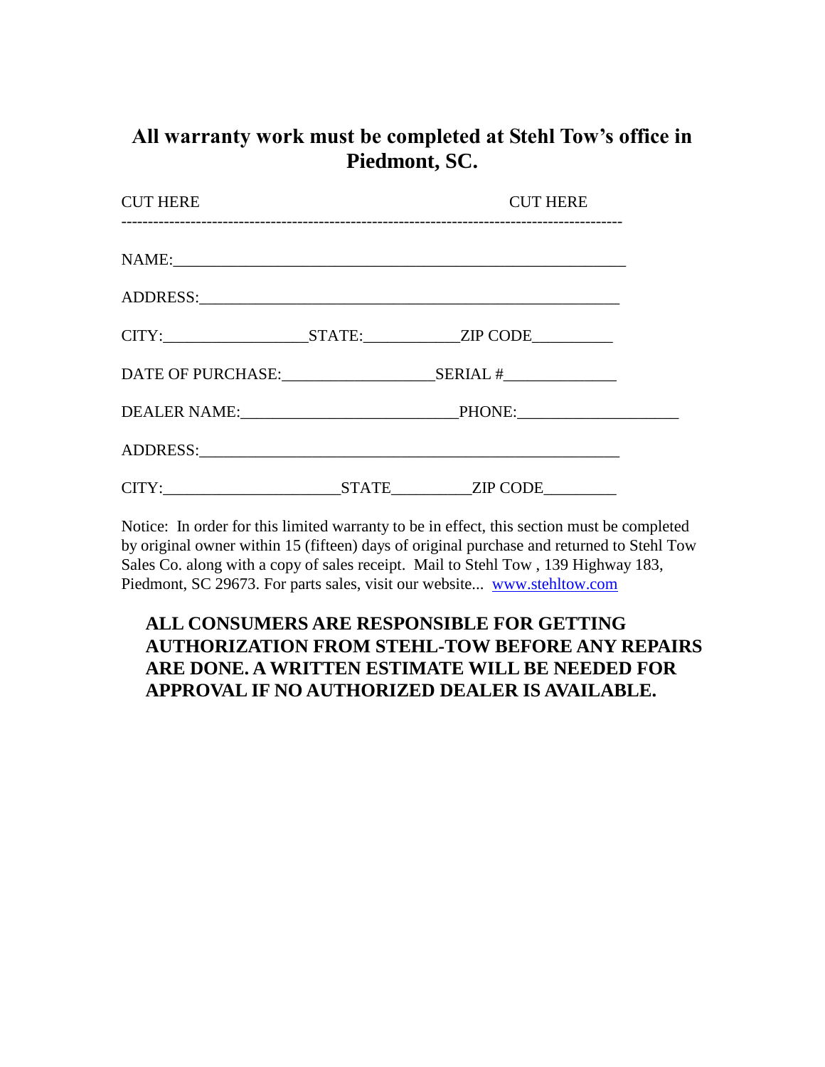## All warranty work must be completed at Stehl Tow's office in Piedmont, SC.

CUT HERE                                                                                    CUT HERE

-----------------------------------------------------------------------------------------------

NAME:___________________________________________________________

ADDRESS:______________________________________________________

CITY:_________________STATE:____________ZIP CODE__________

DATE OF PURCHASE:__________________SERIAL #______________

DEALER NAME:_________________________PHONE:___________________

ADDRESS:______________________________________________________

CITY:______________________STATE__________ZIP CODE_________

Notice: In order for this limited warranty to be in effect, this section must be completed by original owner within 15 (fifteen) days of original purchase and returned to Stehl Tow Sales Co. along with a copy of sales receipt. Mail to Stehl Tow , 139 Highway 183, Piedmont, SC 29673. For parts sales, visit our website... [www.stehltow.com](http://www.stehltow.com)

**ALL CONSUMERS ARE RESPONSIBLE FOR GETTING AUTHORIZATION FROM STEHL-TOW BEFORE ANY REPAIRS ARE DONE. A WRITTEN ESTIMATE WILL BE NEEDED FOR APPROVAL IF NO AUTHORIZED DEALER IS AVAILABLE.**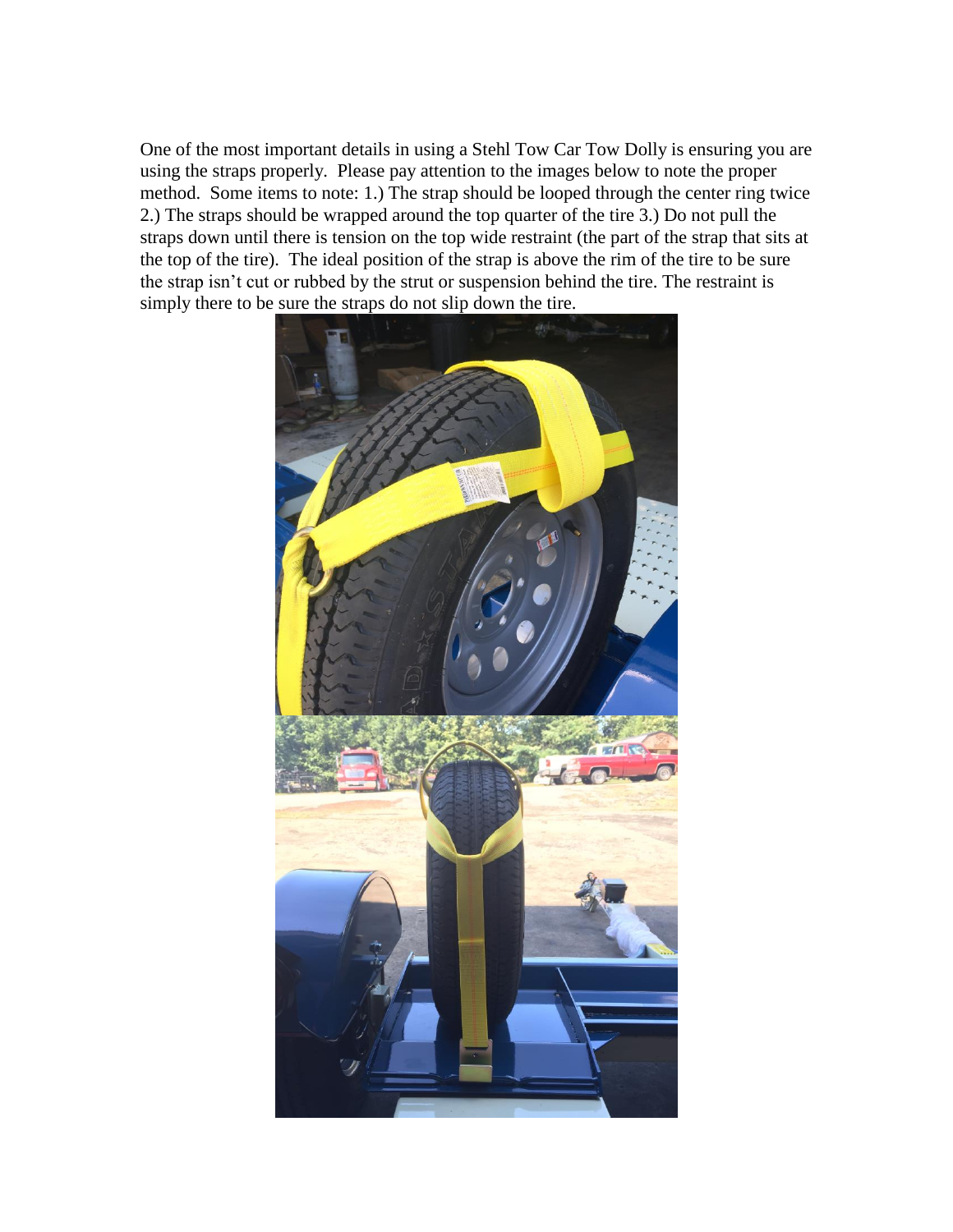One of the most important details in using a Stehl Tow Car Tow Dolly is ensuring you are using the straps properly. Please pay attention to the images below to note the proper method. Some items to note: 1.) The strap should be looped through the center ring twice 2.) The straps should be wrapped around the top quarter of the tire 3.) Do not pull the straps down until there is tension on the top wide restraint (the part of the strap that sits at the top of the tire). The ideal position of the strap is above the rim of the tire to be sure the strap isn't cut or rubbed by the strut or suspension behind the tire. The restraint is simply there to be sure the straps do not slip down the tire.